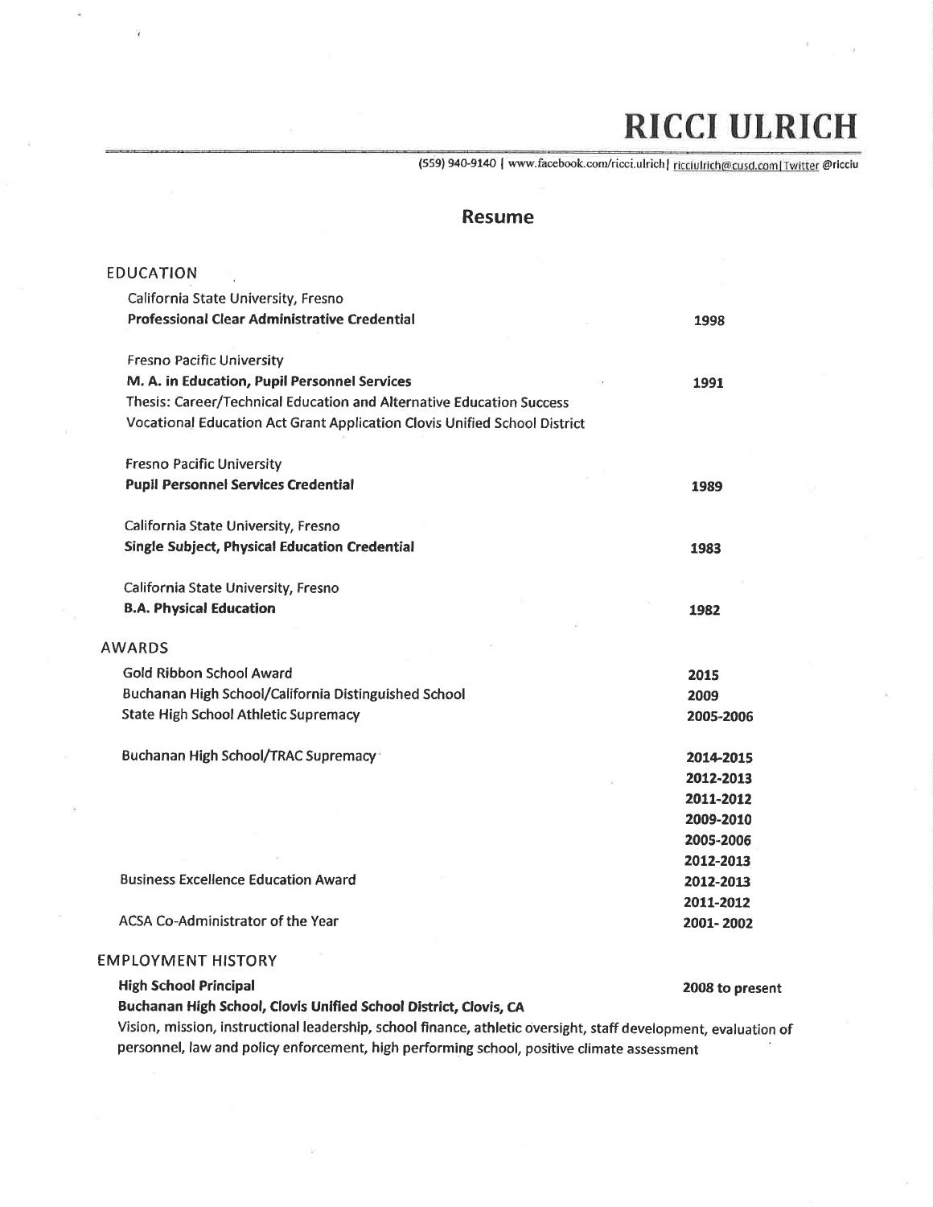# RICCI ULRICH

(559) 940-9140 | www.facebook.com/ricci.ulrich| ricciulrich@cusd.com| Twitter @ricciu

## Resume

### EDUCATION

California State University, Fresno
**Professional Clear Administrative Credential** — 1998

Fresno Pacific University
**M. A. in Education, Pupil Personnel Services** — 1991
Thesis: Career/Technical Education and Alternative Education Success
Vocational Education Act Grant Application Clovis Unified School District

Fresno Pacific University
**Pupil Personnel Services Credential** — 1989

California State University, Fresno
**Single Subject, Physical Education Credential** — 1983

California State University, Fresno
**B.A. Physical Education** — 1982

### AWARDS

| Award | Year |
|---|---|
| Gold Ribbon School Award | **2015** |
| Buchanan High School/California Distinguished School | **2009** |
| State High School Athletic Supremacy | **2005-2006** |
| Buchanan High School/TRAC Supremacy | **2014-2015** |
| | **2012-2013** |
| | **2011-2012** |
| | **2009-2010** |
| | **2005-2006** |
| | **2012-2013** |
| Business Excellence Education Award | **2012-2013** |
| | **2011-2012** |
| ACSA Co-Administrator of the Year | **2001- 2002** |

### EMPLOYMENT HISTORY

**High School Principal** — **2008 to present**
**Buchanan High School, Clovis Unified School District, Clovis, CA**
Vision, mission, instructional leadership, school finance, athletic oversight, staff development, evaluation of personnel, law and policy enforcement, high performing school, positive climate assessment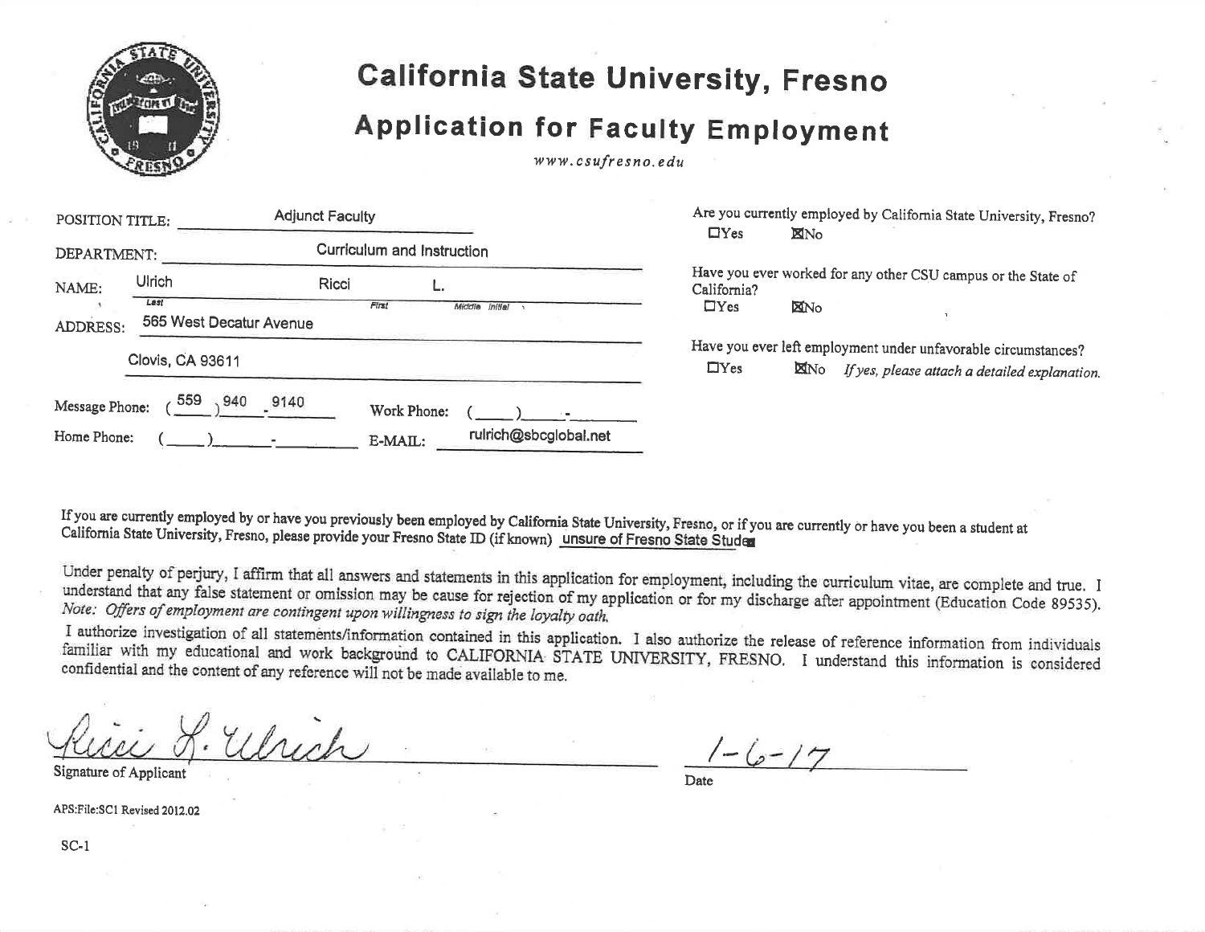# California State University, Fresno

## Application for Faculty Employment

*www.csufresno.edu*

POSITION TITLE: Adjunct Faculty

DEPARTMENT: Curriculum and Instruction

NAME: Ulrich (Last) Ricci (First) L. (Middle Initial)

ADDRESS: 565 West Decatur Avenue

Clovis, CA 93611

Message Phone: (559) 940-9140 Work Phone: ( ) -

Home Phone: ( ) - E-MAIL: rulrich@sbcglobal.net

Are you currently employed by California State University, Fresno?
☐Yes ☒No

Have you ever worked for any other CSU campus or the State of California?
☐Yes ☒No

Have you ever left employment under unfavorable circumstances?
☐Yes ☒No *If yes, please attach a detailed explanation.*

If you are currently employed by or have you previously been employed by California State University, Fresno, or if you are currently or have you been a student at California State University, Fresno, please provide your Fresno State ID (if known) unsure of Fresno State Stude

Under penalty of perjury, I affirm that all answers and statements in this application for employment, including the curriculum vitae, are complete and true. I understand that any false statement or omission may be cause for rejection of my application or for my discharge after appointment (Education Code 89535). *Note: Offers of employment are contingent upon willingness to sign the loyalty oath.*

I authorize investigation of all statements/information contained in this application. I also authorize the release of reference information from individuals familiar with my educational and work background to CALIFORNIA STATE UNIVERSITY, FRESNO. I understand this information is considered confidential and the content of any reference will not be made available to me.

Ricci L. Ulrich
Signature of Applicant

1-6-17
Date

APS:File:SC1 Revised 2012.02

SC-1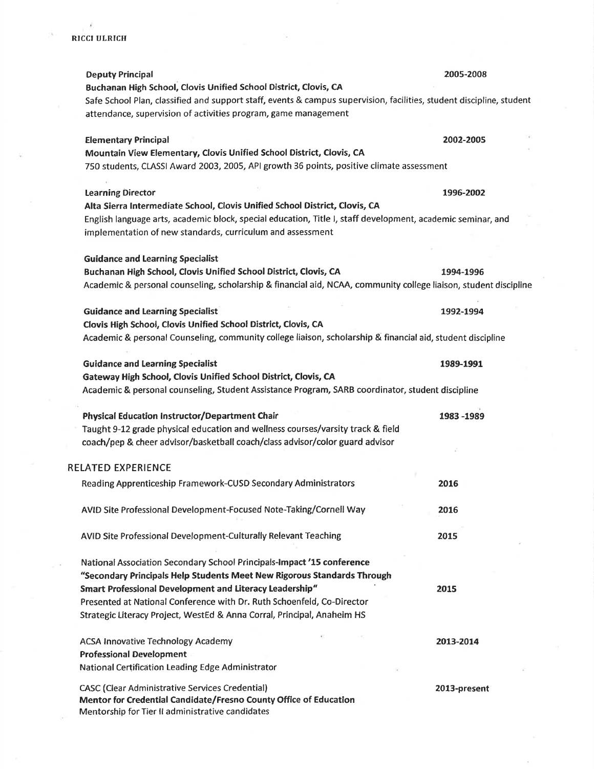**Deputy Principal** — **2005-2008**
**Buchanan High School, Clovis Unified School District, Clovis, CA**
Safe School Plan, classified and support staff, events & campus supervision, facilities, student discipline, student attendance, supervision of activities program, game management

**Elementary Principal** — **2002-2005**
**Mountain View Elementary, Clovis Unified School District, Clovis, CA**
750 students, CLASSI Award 2003, 2005, API growth 36 points, positive climate assessment

**Learning Director** — **1996-2002**
**Alta Sierra Intermediate School, Clovis Unified School District, Clovis, CA**
English language arts, academic block, special education, Title I, staff development, academic seminar, and implementation of new standards, curriculum and assessment

**Guidance and Learning Specialist**
**Buchanan High School, Clovis Unified School District, Clovis, CA** — 1994-1996
Academic & personal counseling, scholarship & financial aid, NCAA, community college liaison, student discipline

**Guidance and Learning Specialist** — 1992-1994
**Clovis High School, Clovis Unified School District, Clovis, CA**
Academic & personal Counseling, community college liaison, scholarship & financial aid, student discipline

**Guidance and Learning Specialist** — **1989-1991**
**Gateway High School, Clovis Unified School District, Clovis, CA**
Academic & personal counseling, Student Assistance Program, SARB coordinator, student discipline

**Physical Education Instructor/Department Chair** — **1983 -1989**
Taught 9-12 grade physical education and wellness courses/varsity track & field coach/pep & cheer advisor/basketball coach/class advisor/color guard advisor

## RELATED EXPERIENCE

Reading Apprenticeship Framework-CUSD Secondary Administrators — **2016**

AVID Site Professional Development-Focused Note-Taking/Cornell Way — **2016**

AVID Site Professional Development-Culturally Relevant Teaching — **2015**

National Association Secondary School Principals-**Impact '15 conference**
**"Secondary Principals Help Students Meet New Rigorous Standards Through Smart Professional Development and Literacy Leadership"** — **2015**
Presented at National Conference with Dr. Ruth Schoenfeld, Co-Director Strategic Literacy Project, WestEd & Anna Corral, Principal, Anaheim HS

ACSA Innovative Technology Academy — **2013-2014**
**Professional Development**
National Certification Leading Edge Administrator

CASC (Clear Administrative Services Credential) — **2013-present**
**Mentor for Credential Candidate/Fresno County Office of Education**
Mentorship for Tier II administrative candidates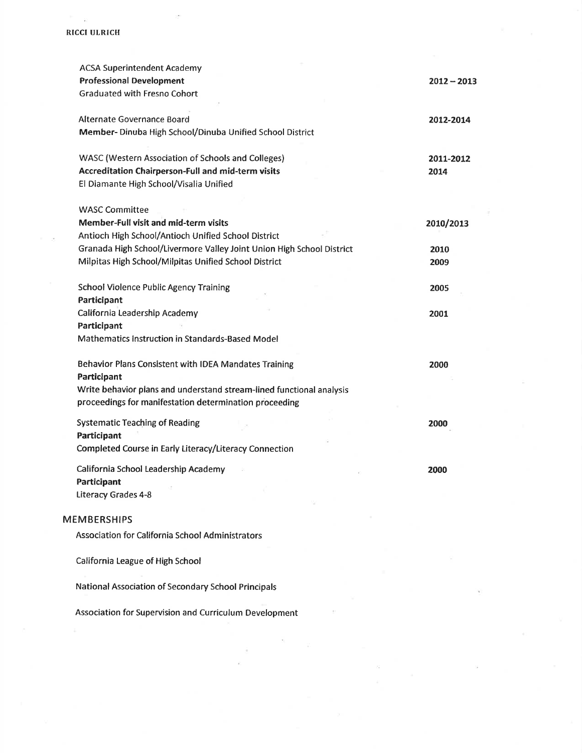ACSA Superintendent Academy
**Professional Development** **2012 – 2013**
Graduated with Fresno Cohort

Alternate Governance Board **2012-2014**
**Member-** Dinuba High School/Dinuba Unified School District

WASC (Western Association of Schools and Colleges) **2011-2012**
**Accreditation Chairperson-Full and mid-term visits** **2014**
El Diamante High School/Visalia Unified

WASC Committee
**Member-Full visit and mid-term visits** **2010/2013**
Antioch High School/Antioch Unified School District
Granada High School/Livermore Valley Joint Union High School District **2010**
Milpitas High School/Milpitas Unified School District **2009**

School Violence Public Agency Training **2005**
**Participant**
California Leadership Academy **2001**
**Participant**
Mathematics Instruction in Standards-Based Model

Behavior Plans Consistent with IDEA Mandates Training **2000**
**Participant**
Write behavior plans and understand stream-lined functional analysis proceedings for manifestation determination proceeding

Systematic Teaching of Reading **2000**
**Participant**
Completed Course in Early Literacy/Literacy Connection

California School Leadership Academy **2000**
**Participant**
Literacy Grades 4-8

## MEMBERSHIPS

Association for California School Administrators

California League of High School

National Association of Secondary School Principals

Association for Supervision and Curriculum Development